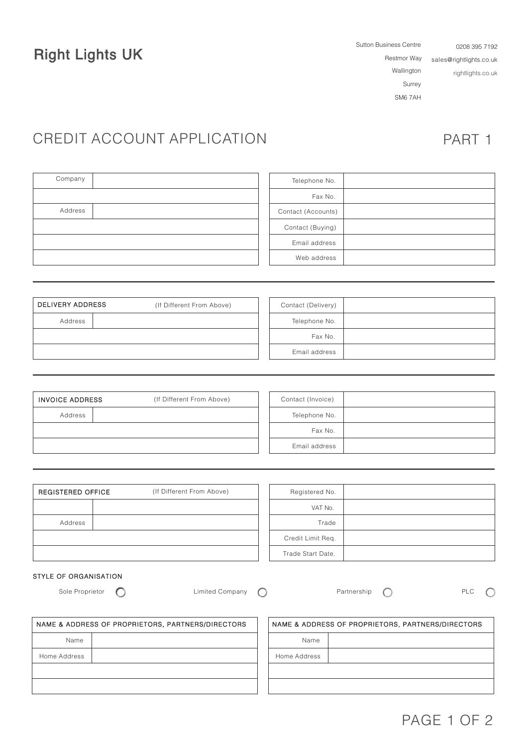# Right Lights UK

Sutton Business Centre
Restmor Way
Wallington
Surrey
SM6 7AH

0208 395 7192
sales@rightlights.co.uk
rightlights.co.uk

## CREDIT ACCOUNT APPLICATION

PART 1

| Company | |
|---|---|
| | |
| Address | |
| | |
| | |
| | |

| Telephone No. | |
|---|---|
| Fax No. | |
| Contact (Accounts) | |
| Contact (Buying) | |
| Email address | |
| Web address | |

---

| DELIVERY ADDRESS | (If Different From Above) |
|---|---|
| Address | |
| | |
| | |

| Contact (Delivery) | |
|---|---|
| Telephone No. | |
| Fax No. | |
| Email address | |

---

| INVOICE ADDRESS | (If Different From Above) |
|---|---|
| Address | |
| | |
| | |

| Contact (Invoice) | |
|---|---|
| Telephone No. | |
| Fax No. | |
| Email address | |

---

| REGISTERED OFFICE | (If Different From Above) |
|---|---|
| | |
| Address | |
| | |
| | |

| Registered No. | |
|---|---|
| VAT No. | |
| Trade | |
| Credit Limit Req. | |
| Trade Start Date. | |

STYLE OF ORGANISATION

Sole Proprietor ○ Limited Company ○ Partnership ○ PLC ○

| NAME & ADDRESS OF PROPRIETORS, PARTNERS/DIRECTORS | |
|---|---|
| Name | |
| Home Address | |
| | |
| | |

| NAME & ADDRESS OF PROPRIETORS, PARTNERS/DIRECTORS | |
|---|---|
| Name | |
| Home Address | |
| | |
| | |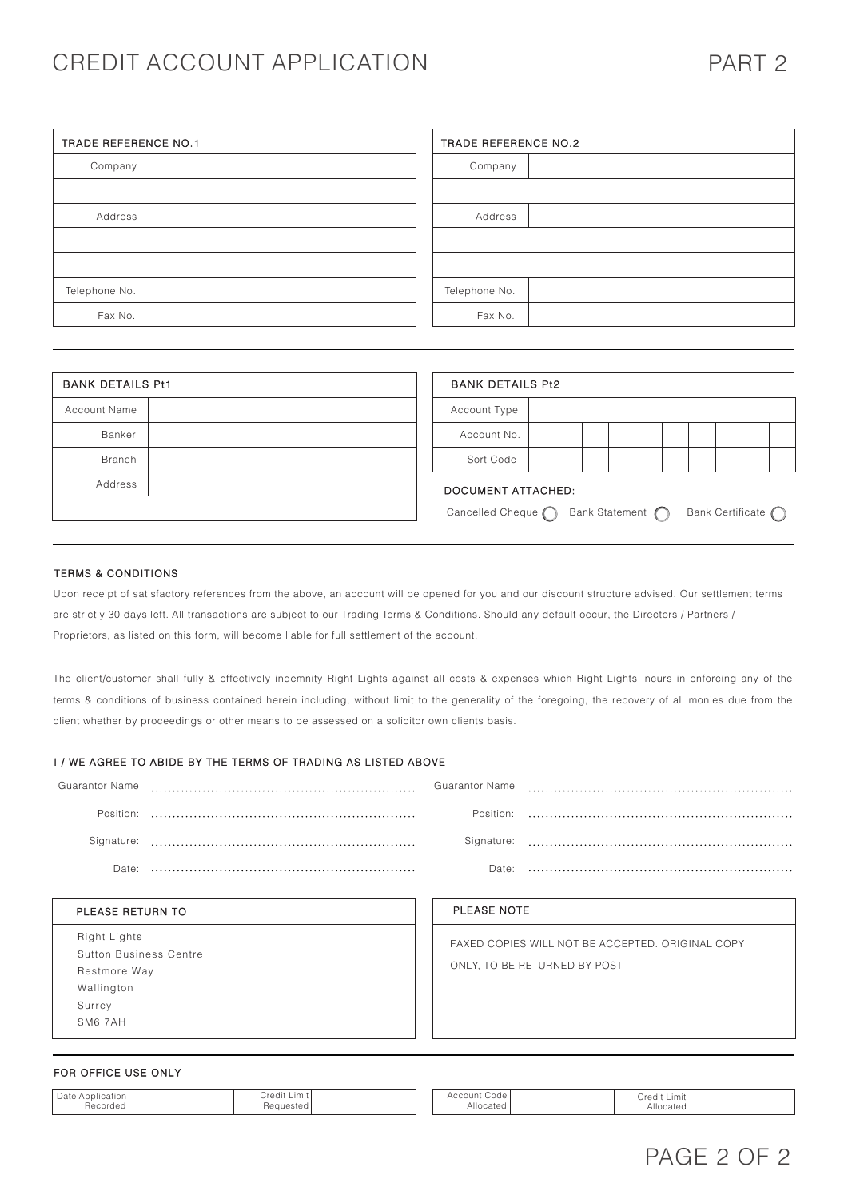# CREDIT ACCOUNT APPLICATION

PART 2

| TRADE REFERENCE NO.1 | |
|---|---|
| Company | |
| | |
| Address | |
| | |
| | |
| Telephone No. | |
| Fax No. | |

| TRADE REFERENCE NO.2 | |
|---|---|
| Company | |
| | |
| Address | |
| | |
| | |
| Telephone No. | |
| Fax No. | |

| BANK DETAILS Pt1 | |
|---|---|
| Account Name | |
| Banker | |
| Branch | |
| Address | |
| | |

| BANK DETAILS Pt2 | | | | | | | | | | |
|---|---|---|---|---|---|---|---|---|---|---|
| Account Type | | | | | | | | | | |
| Account No. | | | | | | | | | | |
| Sort Code | | | | | | | | | | |

DOCUMENT ATTACHED:

Cancelled Cheque ◯ Bank Statement ◯ Bank Certificate ◯

### TERMS & CONDITIONS

Upon receipt of satisfactory references from the above, an account will be opened for you and our discount structure advised. Our settlement terms are strictly 30 days left. All transactions are subject to our Trading Terms & Conditions. Should any default occur, the Directors / Partners / Proprietors, as listed on this form, will become liable for full settlement of the account.

The client/customer shall fully & effectively indemnity Right Lights against all costs & expenses which Right Lights incurs in enforcing any of the terms & conditions of business contained herein including, without limit to the generality of the foregoing, the recovery of all monies due from the client whether by proceedings or other means to be assessed on a solicitor own clients basis.

### I / WE AGREE TO ABIDE BY THE TERMS OF TRADING AS LISTED ABOVE

Guarantor Name ..........................................................

Position: ..........................................................

Signature: ..........................................................

Date: ..........................................................

Guarantor Name ..........................................................

Position: ..........................................................

Signature: ..........................................................

Date: ..........................................................

### PLEASE RETURN TO

Right Lights
Sutton Business Centre
Restmore Way
Wallington
Surrey
SM6 7AH

### PLEASE NOTE

FAXED COPIES WILL NOT BE ACCEPTED. ORIGINAL COPY ONLY, TO BE RETURNED BY POST.

### FOR OFFICE USE ONLY

| Date Application Recorded | | Credit Limit Requested | | Account Code Allocated | | Credit Limit Allocated | |
|---|---|---|---|---|---|---|---|